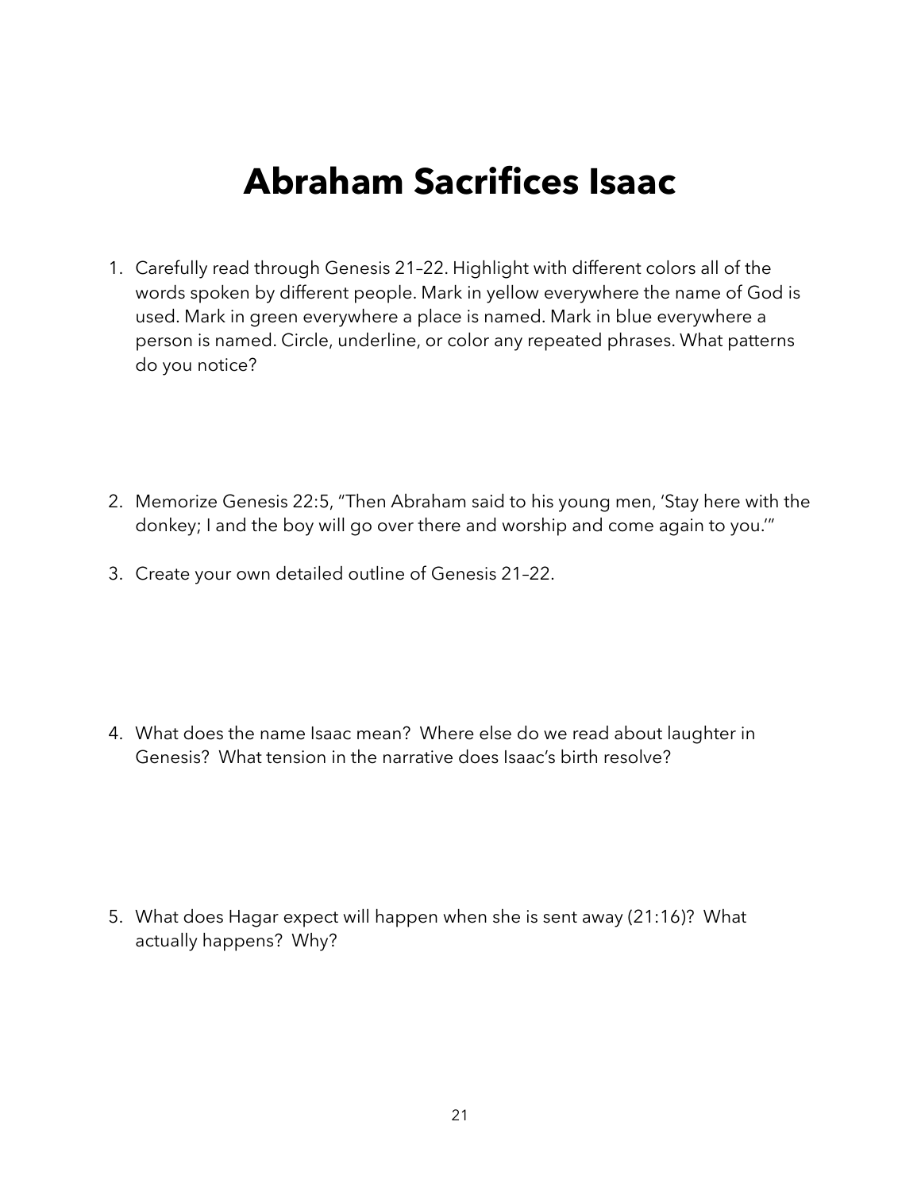# Abraham Sacrifices Isaac

1. Carefully read through Genesis 21–22. Highlight with different colors all of the words spoken by different people. Mark in yellow everywhere the name of God is used. Mark in green everywhere a place is named. Mark in blue everywhere a person is named. Circle, underline, or color any repeated phrases. What patterns do you notice?

2. Memorize Genesis 22:5, "Then Abraham said to his young men, 'Stay here with the donkey; I and the boy will go over there and worship and come again to you.'"

3. Create your own detailed outline of Genesis 21–22.

4. What does the name Isaac mean? Where else do we read about laughter in Genesis? What tension in the narrative does Isaac's birth resolve?

5. What does Hagar expect will happen when she is sent away (21:16)? What actually happens? Why?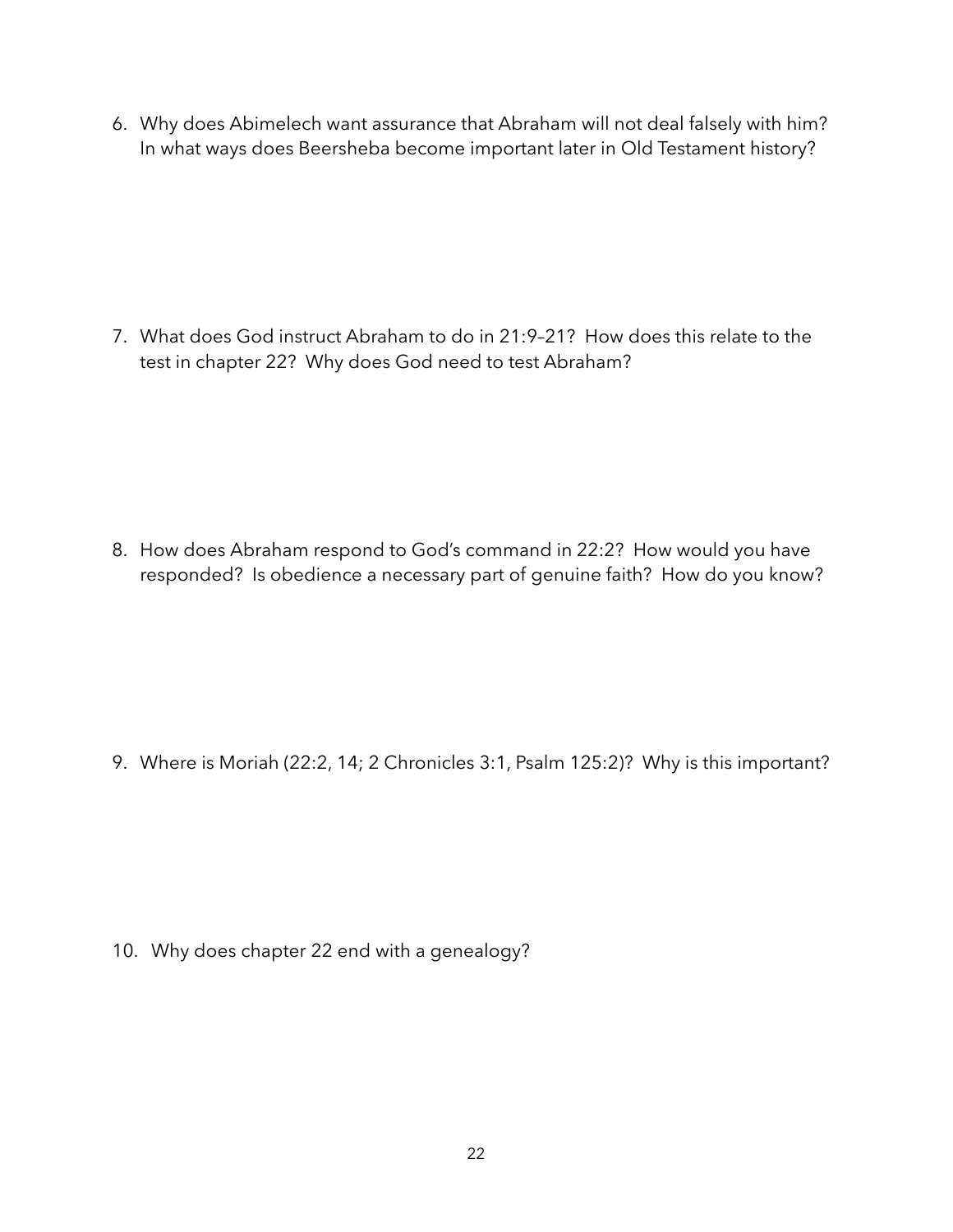6. Why does Abimelech want assurance that Abraham will not deal falsely with him? In what ways does Beersheba become important later in Old Testament history?

7. What does God instruct Abraham to do in 21:9–21? How does this relate to the test in chapter 22? Why does God need to test Abraham?

8. How does Abraham respond to God's command in 22:2? How would you have responded? Is obedience a necessary part of genuine faith? How do you know?

9. Where is Moriah (22:2, 14; 2 Chronicles 3:1, Psalm 125:2)? Why is this important?

10. Why does chapter 22 end with a genealogy?